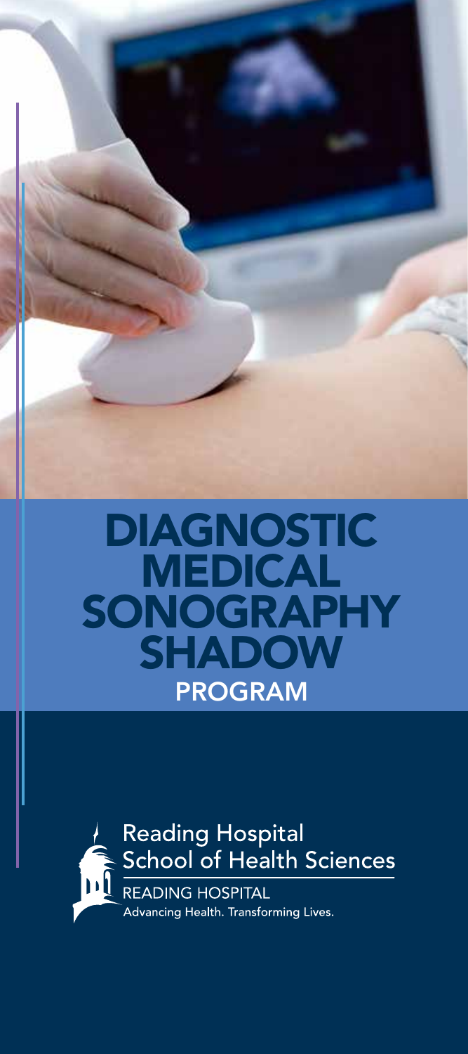# DIAGNOSTIC MEDICAL SONOGRAPHY SHADOW

## PROGRAM

Reading Hospital
School of Health Sciences

READING HOSPITAL
Advancing Health. Transforming Lives.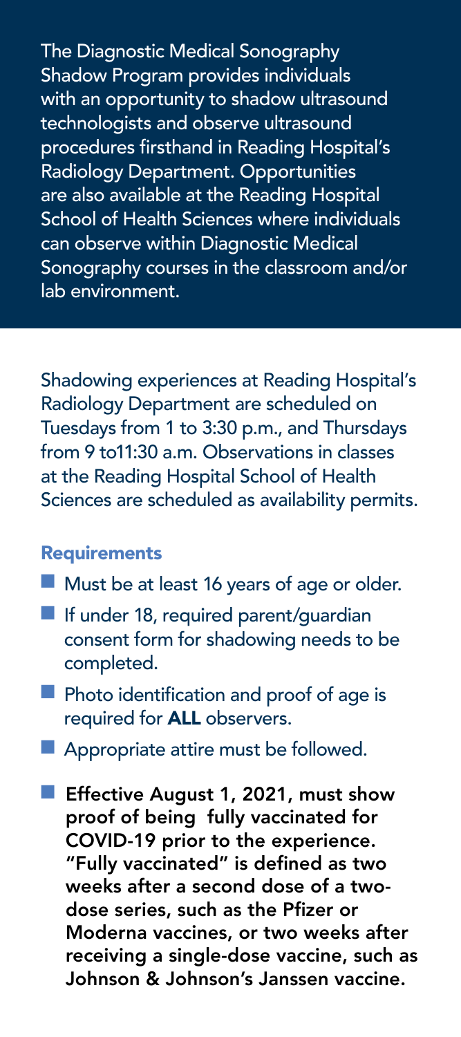The Diagnostic Medical Sonography Shadow Program provides individuals with an opportunity to shadow ultrasound technologists and observe ultrasound procedures firsthand in Reading Hospital's Radiology Department. Opportunities are also available at the Reading Hospital School of Health Sciences where individuals can observe within Diagnostic Medical Sonography courses in the classroom and/or lab environment.

Shadowing experiences at Reading Hospital's Radiology Department are scheduled on Tuesdays from 1 to 3:30 p.m., and Thursdays from 9 to11:30 a.m. Observations in classes at the Reading Hospital School of Health Sciences are scheduled as availability permits.

## Requirements

- Must be at least 16 years of age or older.
- If under 18, required parent/guardian consent form for shadowing needs to be completed.
- Photo identification and proof of age is required for **ALL** observers.
- Appropriate attire must be followed.
- **Effective August 1, 2021, must show proof of being fully vaccinated for COVID-19 prior to the experience. "Fully vaccinated" is defined as two weeks after a second dose of a two-dose series, such as the Pfizer or Moderna vaccines, or two weeks after receiving a single-dose vaccine, such as Johnson & Johnson's Janssen vaccine.**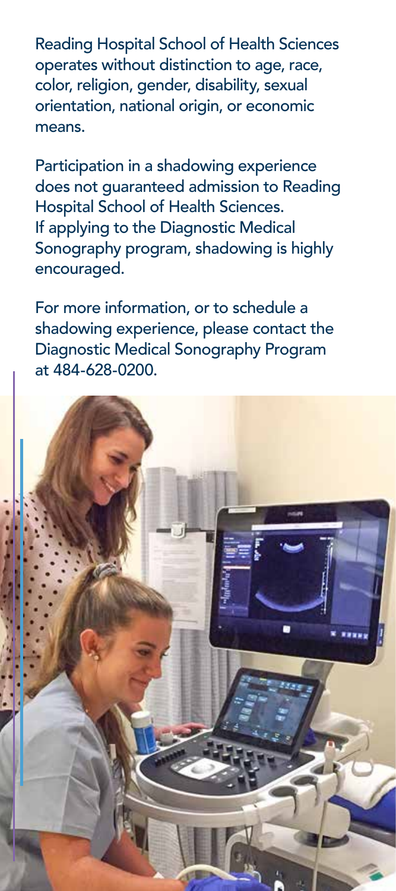Reading Hospital School of Health Sciences operates without distinction to age, race, color, religion, gender, disability, sexual orientation, national origin, or economic means.

Participation in a shadowing experience does not guaranteed admission to Reading Hospital School of Health Sciences. If applying to the Diagnostic Medical Sonography program, shadowing is highly encouraged.

For more information, or to schedule a shadowing experience, please contact the Diagnostic Medical Sonography Program at 484-628-0200.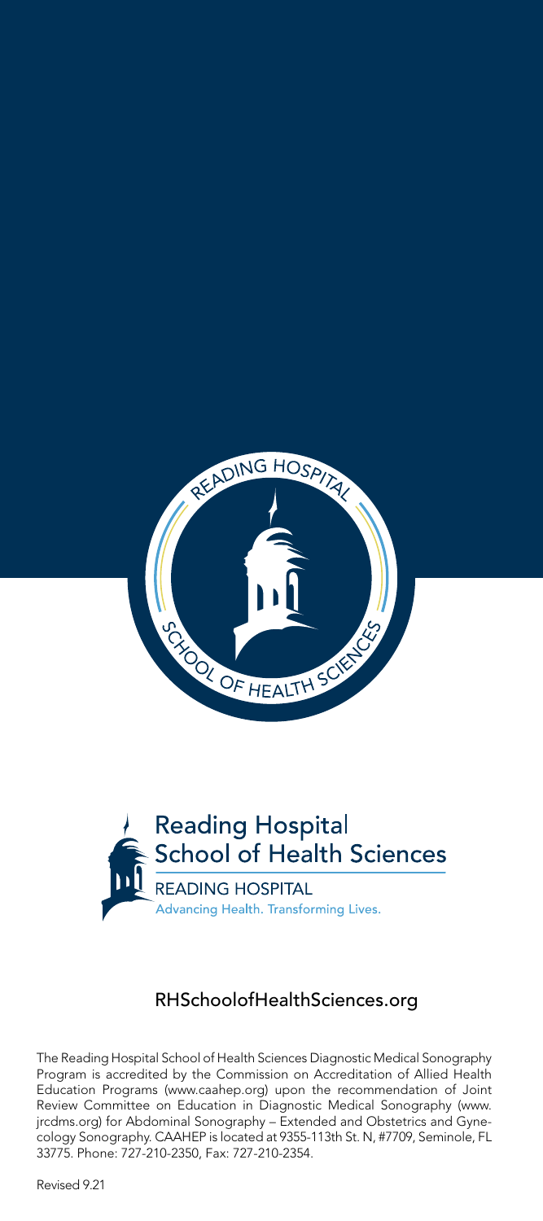READING HOSPITAL

SCHOOL OF HEALTH SCIENCES

Reading Hospital
School of Health Sciences

READING HOSPITAL
Advancing Health. Transforming Lives.

RHSchoolofHealthSciences.org

The Reading Hospital School of Health Sciences Diagnostic Medical Sonography Program is accredited by the Commission on Accreditation of Allied Health Education Programs (www.caahep.org) upon the recommendation of Joint Review Committee on Education in Diagnostic Medical Sonography (www.jrcdms.org) for Abdominal Sonography – Extended and Obstetrics and Gynecology Sonography. CAAHEP is located at 9355-113th St. N, #7709, Seminole, FL 33775. Phone: 727-210-2350, Fax: 727-210-2354.

Revised 9.21